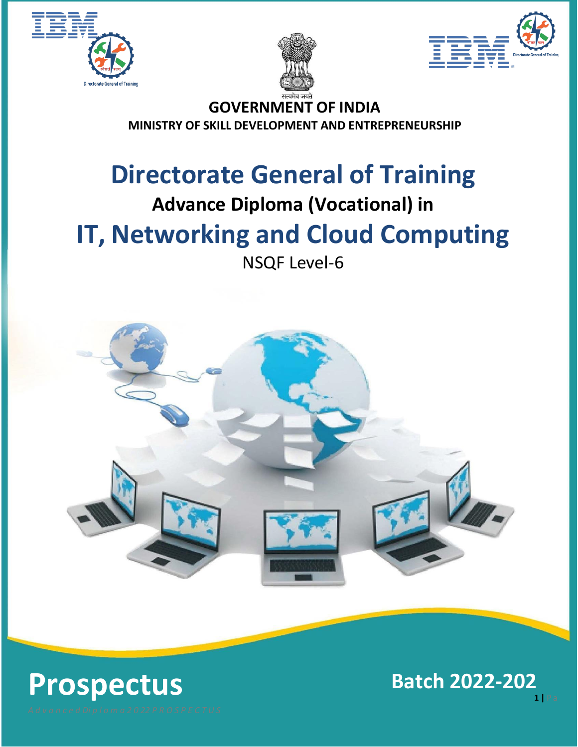सत्यमेव जयते

**GOVERNMENT OF INDIA**

**MINISTRY OF SKILL DEVELOPMENT AND ENTREPRENEURSHIP**

# Directorate General of Training

## Advance Diploma (Vocational) in

# IT, Networking and Cloud Computing

NSQF Level-6

# Prospectus

## Batch 2022-202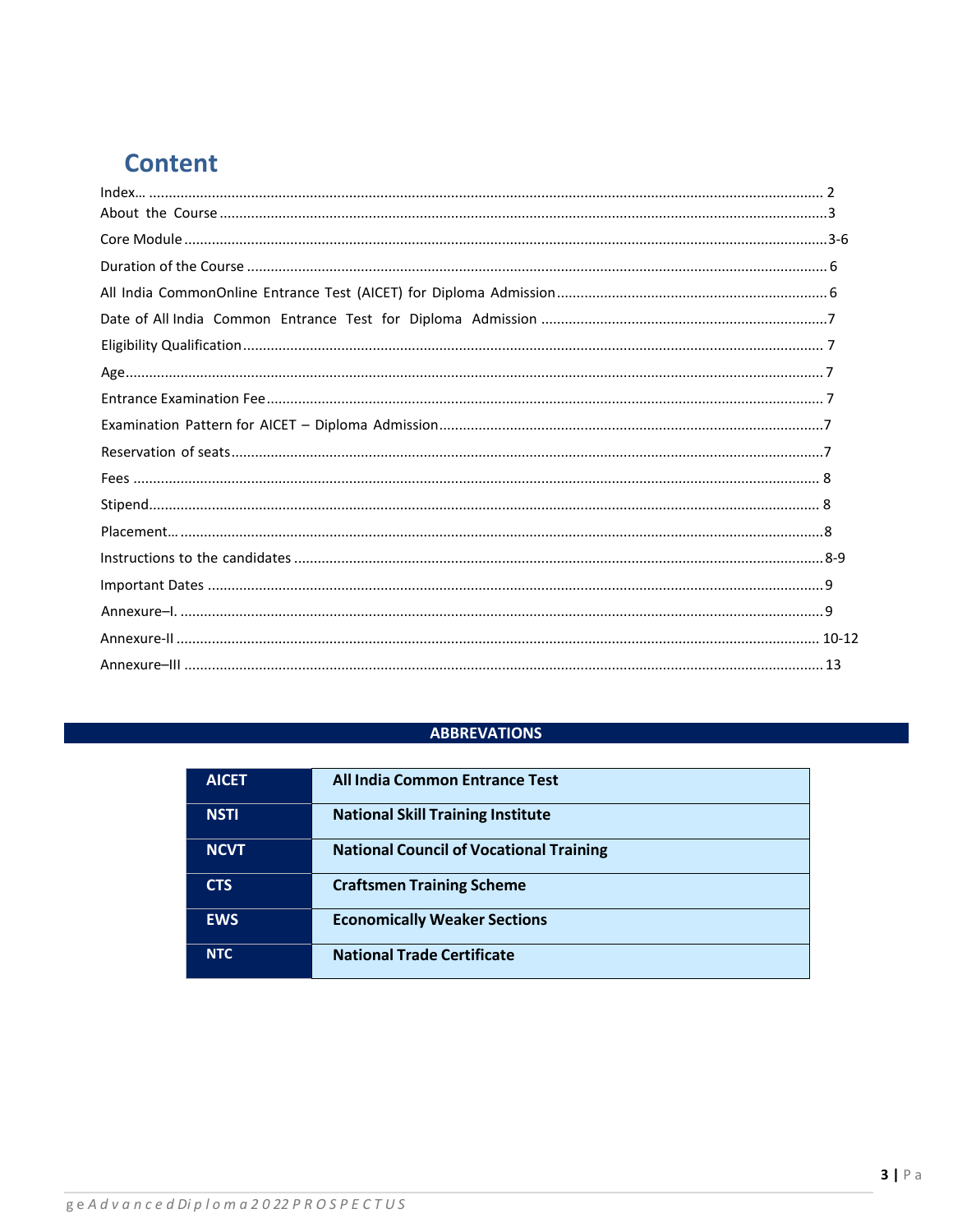# Content

Index… .......................................................................................................................................................... 2
About the Course ..........................................................................................................................................3
Core Module ..................................................................................................................................................3-6
Duration of the Course .................................................................................................................................. 6
All India CommonOnline Entrance Test (AICET) for Diploma Admission ..................................................................... 6
Date of All India Common Entrance Test for Diploma Admission .........................................................................7
Eligibility Qualification .................................................................................................................................. 7
Age................................................................................................................................................................ 7
Entrance Examination Fee ............................................................................................................................. 7
Examination Pattern for AICET – Diploma Admission.................................................................................7
Reservation of seats......................................................................................................................................7
Fees ............................................................................................................................................................. 8
Stipend......................................................................................................................................................... 8
Placement… ...................................................................................................................................................8
Instructions to the candidates .......................................................................................................................8-9
Important Dates ............................................................................................................................................9
Annexure–I. ...................................................................................................................................................9
Annexure–II .................................................................................................................................................. 10-12
Annexure–III .................................................................................................................................................. 13

## ABBREVATIONS

| | |
|---|---|
| **AICET** | **All India Common Entrance Test** |
| **NSTI** | **National Skill Training Institute** |
| **NCVT** | **National Council of Vocational Training** |
| **CTS** | **Craftsmen Training Scheme** |
| **EWS** | **Economically Weaker Sections** |
| **NTC** | **National Trade Certificate** |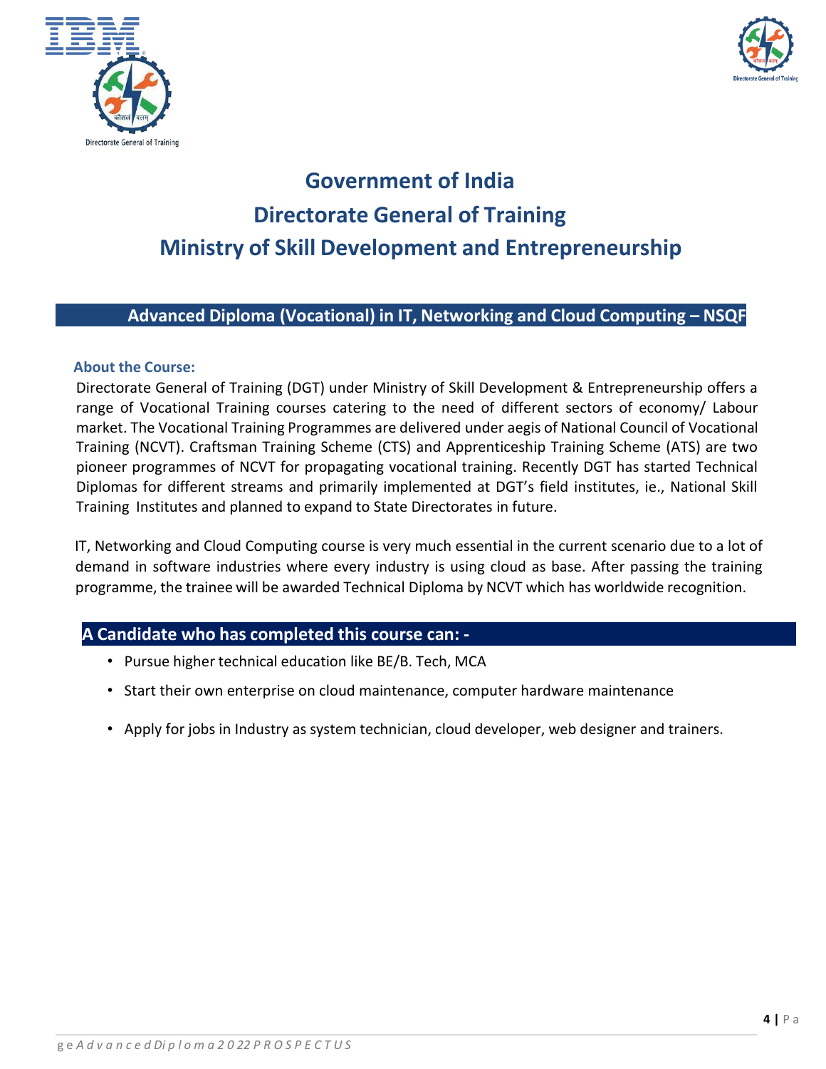# Government of India
# Directorate General of Training
# Ministry of Skill Development and Entrepreneurship

## Advanced Diploma (Vocational) in IT, Networking and Cloud Computing – NSQF

**About the Course:**

Directorate General of Training (DGT) under Ministry of Skill Development & Entrepreneurship offers a range of Vocational Training courses catering to the need of different sectors of economy/ Labour market. The Vocational Training Programmes are delivered under aegis of National Council of Vocational Training (NCVT). Craftsman Training Scheme (CTS) and Apprenticeship Training Scheme (ATS) are two pioneer programmes of NCVT for propagating vocational training. Recently DGT has started Technical Diplomas for different streams and primarily implemented at DGT's field institutes, ie., National Skill Training Institutes and planned to expand to State Directorates in future.

IT, Networking and Cloud Computing course is very much essential in the current scenario due to a lot of demand in software industries where every industry is using cloud as base. After passing the training programme, the trainee will be awarded Technical Diploma by NCVT which has worldwide recognition.

## A Candidate who has completed this course can: -

- Pursue higher technical education like BE/B. Tech, MCA
- Start their own enterprise on cloud maintenance, computer hardware maintenance
- Apply for jobs in Industry as system technician, cloud developer, web designer and trainers.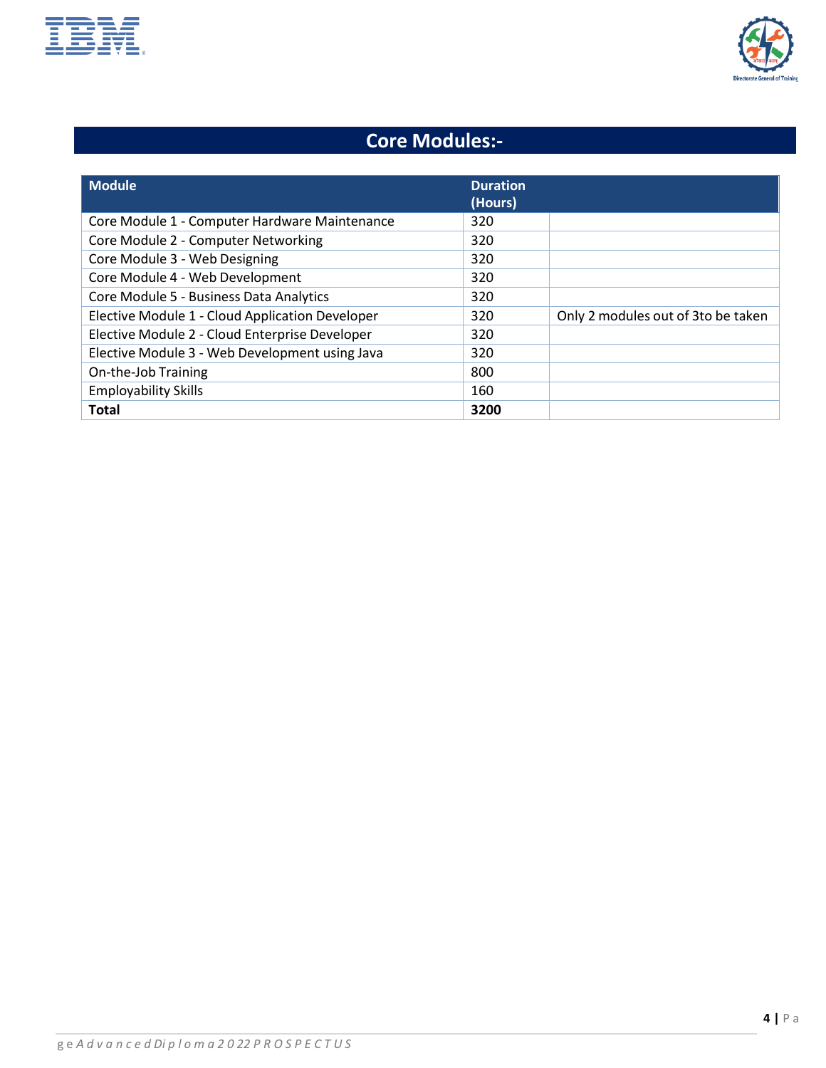# Core Modules:-

| Module | Duration (Hours) | |
|---|---|---|
| Core Module 1 - Computer Hardware Maintenance | 320 | |
| Core Module 2 - Computer Networking | 320 | |
| Core Module 3 - Web Designing | 320 | |
| Core Module 4 - Web Development | 320 | |
| Core Module 5 - Business Data Analytics | 320 | |
| Elective Module 1 - Cloud Application Developer | 320 | Only 2 modules out of 3to be taken |
| Elective Module 2 - Cloud Enterprise Developer | 320 | |
| Elective Module 3 - Web Development using Java | 320 | |
| On-the-Job Training | 800 | |
| Employability Skills | 160 | |
| **Total** | **3200** | |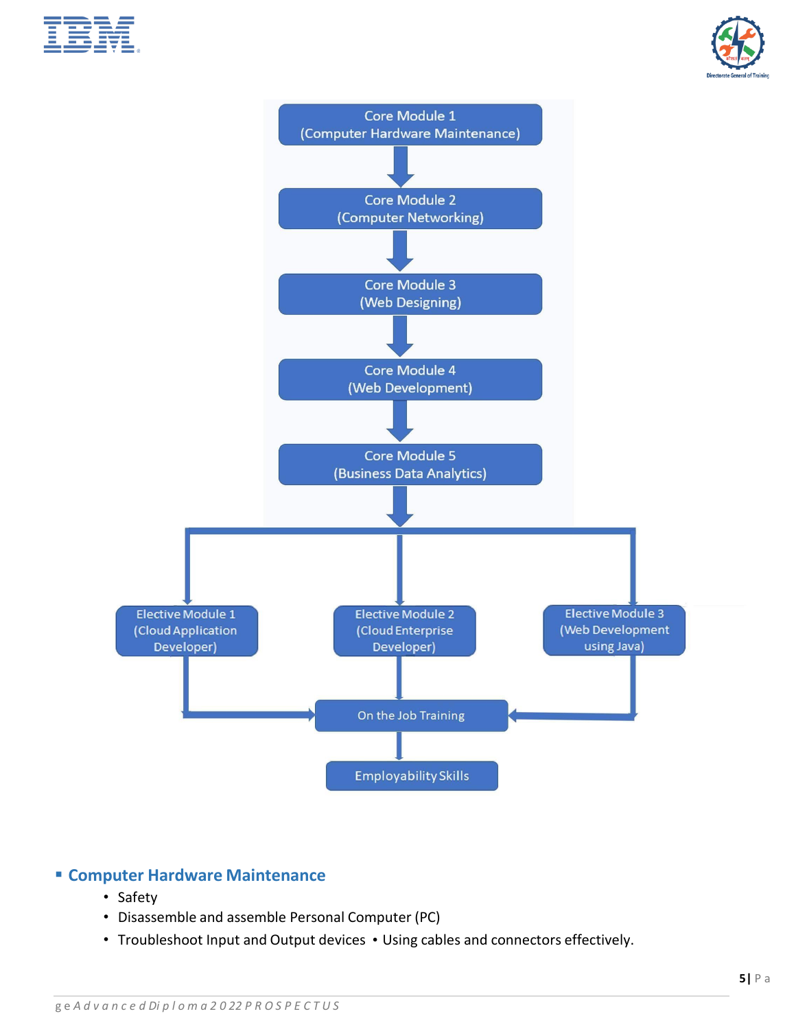Core Module 1 (Computer Hardware Maintenance)

↓

Core Module 2 (Computer Networking)

↓

Core Module 3 (Web Designing)

↓

Core Module 4 (Web Development)

↓

Core Module 5 (Business Data Analytics)

↓

Elective Module 1 (Cloud Application Developer) | Elective Module 2 (Cloud Enterprise Developer) | Elective Module 3 (Web Development using Java)

↓

On the Job Training

↓

Employability Skills

- **Computer Hardware Maintenance**
  - Safety
  - Disassemble and assemble Personal Computer (PC)
  - Troubleshoot Input and Output devices
  - Using cables and connectors effectively.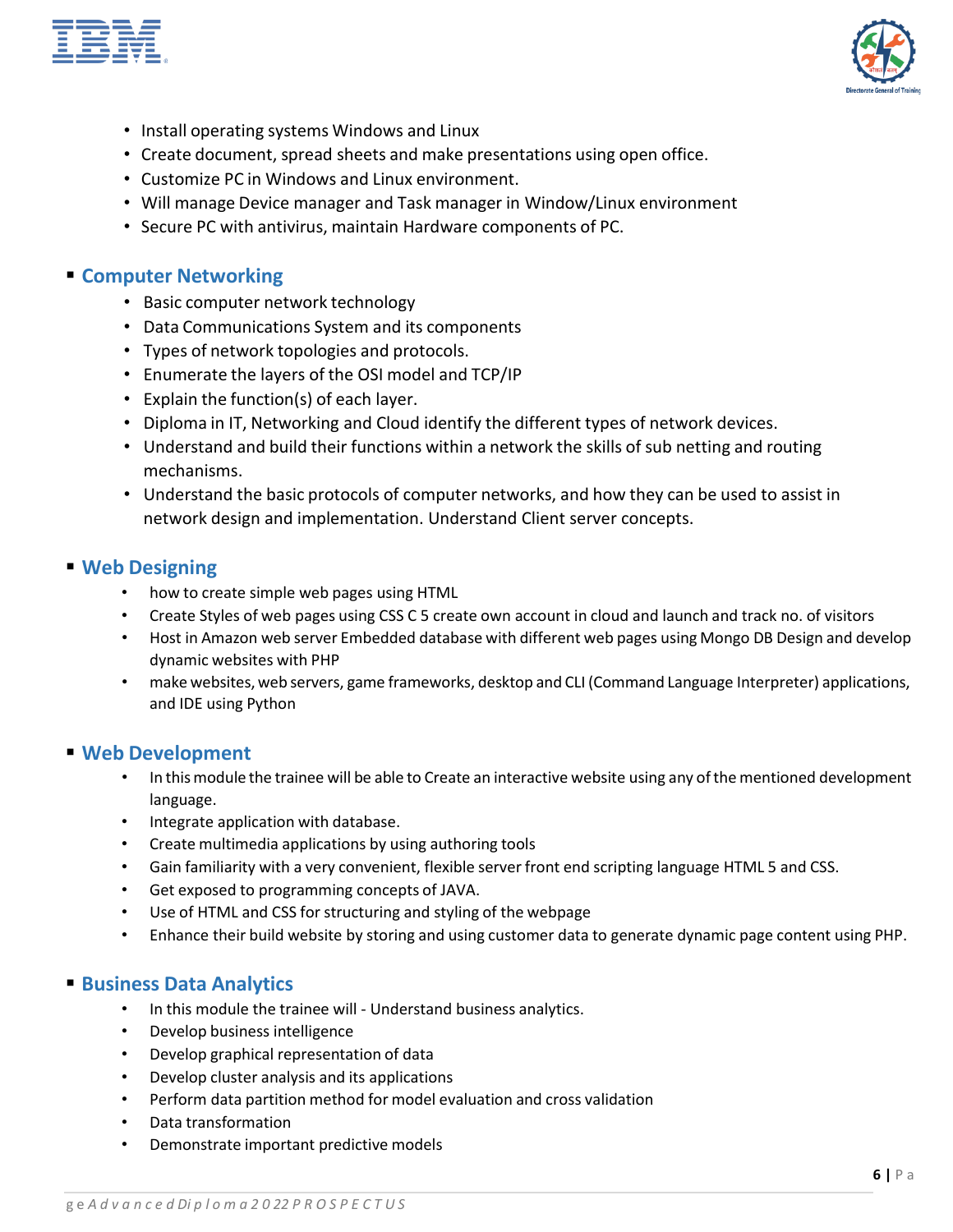- Install operating systems Windows and Linux
- Create document, spread sheets and make presentations using open office.
- Customize PC in Windows and Linux environment.
- Will manage Device manager and Task manager in Window/Linux environment
- Secure PC with antivirus, maintain Hardware components of PC.

## Computer Networking

- Basic computer network technology
- Data Communications System and its components
- Types of network topologies and protocols.
- Enumerate the layers of the OSI model and TCP/IP
- Explain the function(s) of each layer.
- Diploma in IT, Networking and Cloud identify the different types of network devices.
- Understand and build their functions within a network the skills of sub netting and routing mechanisms.
- Understand the basic protocols of computer networks, and how they can be used to assist in network design and implementation. Understand Client server concepts.

## Web Designing

- how to create simple web pages using HTML
- Create Styles of web pages using CSS C 5 create own account in cloud and launch and track no. of visitors
- Host in Amazon web server Embedded database with different web pages using Mongo DB Design and develop dynamic websites with PHP
- make websites, web servers, game frameworks, desktop and CLI (Command Language Interpreter) applications, and IDE using Python

## Web Development

- In this module the trainee will be able to Create an interactive website using any of the mentioned development language.
- Integrate application with database.
- Create multimedia applications by using authoring tools
- Gain familiarity with a very convenient, flexible server front end scripting language HTML 5 and CSS.
- Get exposed to programming concepts of JAVA.
- Use of HTML and CSS for structuring and styling of the webpage
- Enhance their build website by storing and using customer data to generate dynamic page content using PHP.

## Business Data Analytics

- In this module the trainee will - Understand business analytics.
- Develop business intelligence
- Develop graphical representation of data
- Develop cluster analysis and its applications
- Perform data partition method for model evaluation and cross validation
- Data transformation
- Demonstrate important predictive models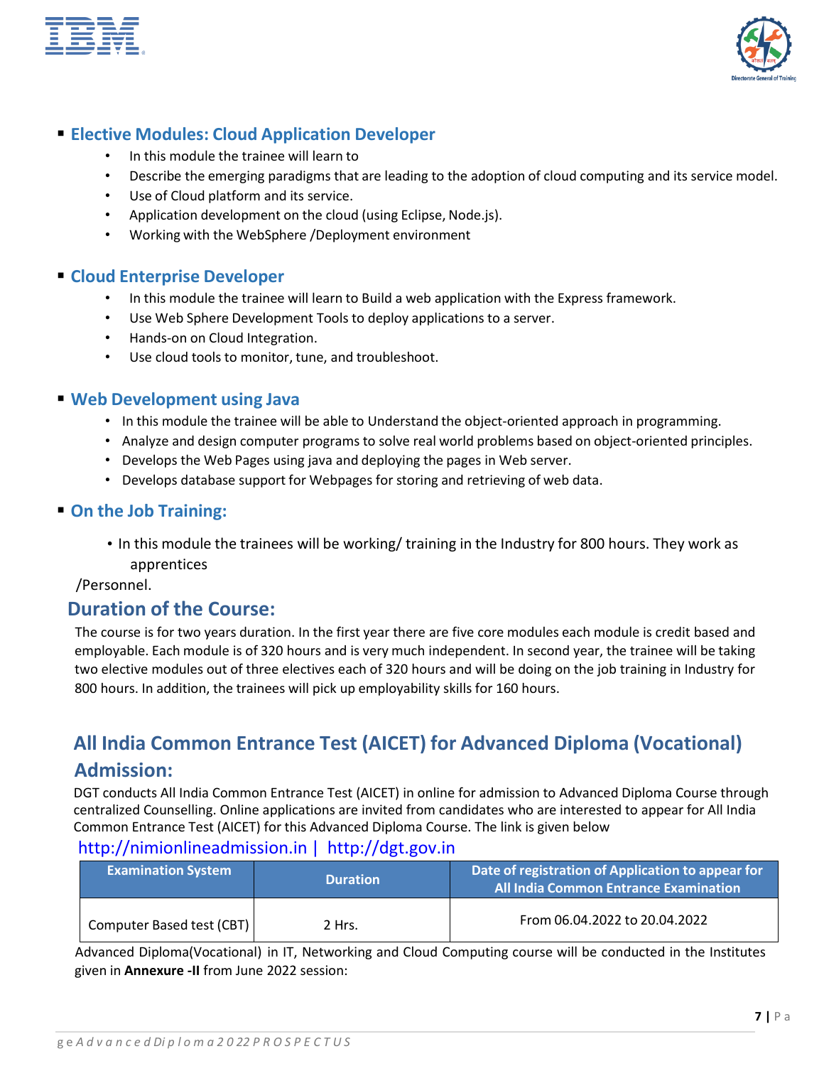- **Elective Modules: Cloud Application Developer**
    - In this module the trainee will learn to
    - Describe the emerging paradigms that are leading to the adoption of cloud computing and its service model.
    - Use of Cloud platform and its service.
    - Application development on the cloud (using Eclipse, Node.js).
    - Working with the WebSphere /Deployment environment

- **Cloud Enterprise Developer**
    - In this module the trainee will learn to Build a web application with the Express framework.
    - Use Web Sphere Development Tools to deploy applications to a server.
    - Hands-on on Cloud Integration.
    - Use cloud tools to monitor, tune, and troubleshoot.

- **Web Development using Java**
    - In this module the trainee will be able to Understand the object-oriented approach in programming.
    - Analyze and design computer programs to solve real world problems based on object-oriented principles.
    - Develops the Web Pages using java and deploying the pages in Web server.
    - Develops database support for Webpages for storing and retrieving of web data.

- **On the Job Training:**
    - In this module the trainees will be working/ training in the Industry for 800 hours. They work as apprentices /Personnel.

## Duration of the Course:

The course is for two years duration. In the first year there are five core modules each module is credit based and employable. Each module is of 320 hours and is very much independent. In second year, the trainee will be taking two elective modules out of three electives each of 320 hours and will be doing on the job training in Industry for 800 hours. In addition, the trainees will pick up employability skills for 160 hours.

## All India Common Entrance Test (AICET) for Advanced Diploma (Vocational) Admission:

DGT conducts All India Common Entrance Test (AICET) in online for admission to Advanced Diploma Course through centralized Counselling. Online applications are invited from candidates who are interested to appear for All India Common Entrance Test (AICET) for this Advanced Diploma Course. The link is given below

http://nimionlineadmission.in | http://dgt.gov.in

| Examination System | Duration | Date of registration of Application to appear for All India Common Entrance Examination |
|---|---|---|
| Computer Based test (CBT) | 2 Hrs. | From 06.04.2022 to 20.04.2022 |

Advanced Diploma(Vocational) in IT, Networking and Cloud Computing course will be conducted in the Institutes given in **Annexure -II** from June 2022 session: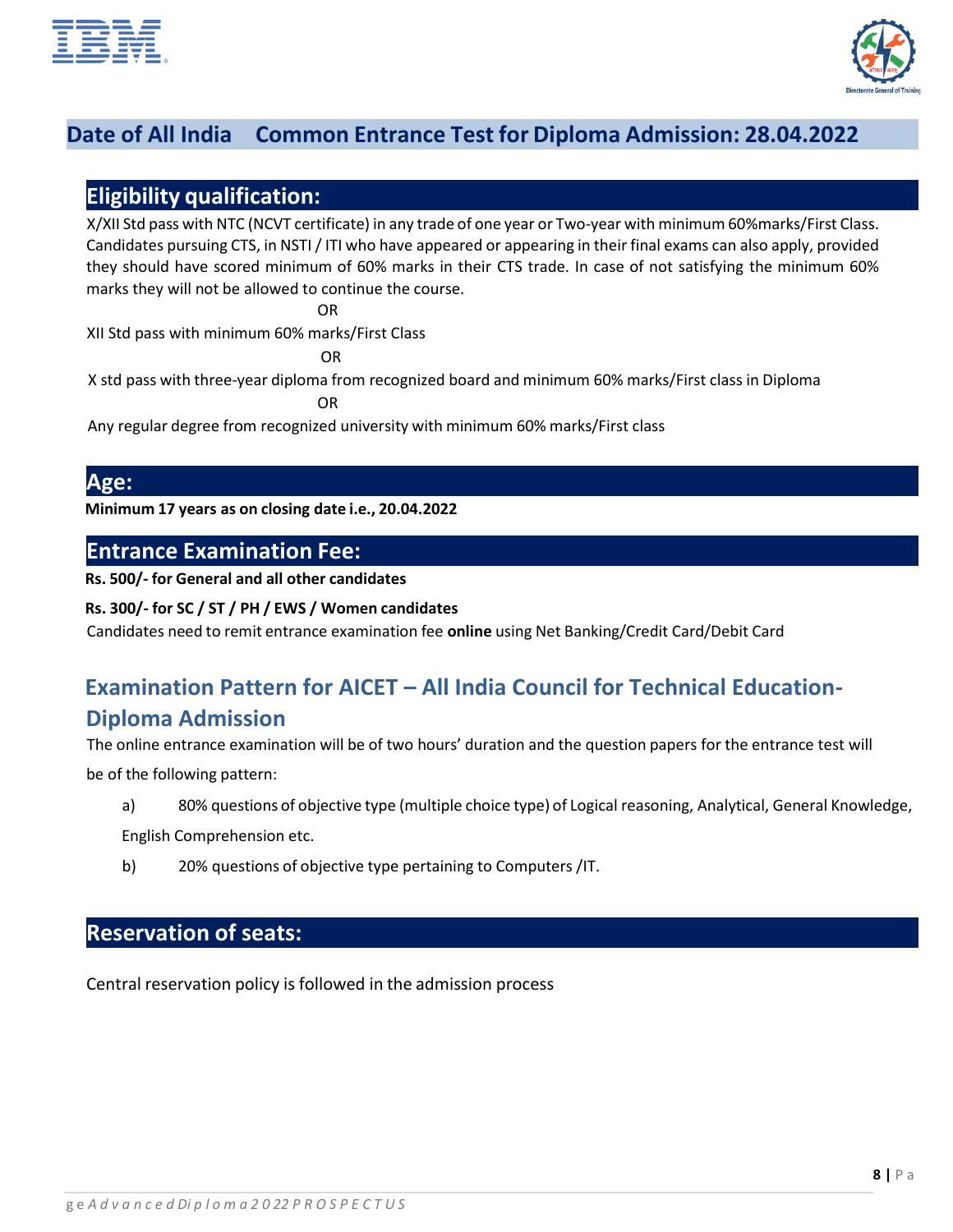## Date of All India Common Entrance Test for Diploma Admission: 28.04.2022

## Eligibility qualification:

X/XII Std pass with NTC (NCVT certificate) in any trade of one year or Two-year with minimum 60%marks/First Class. Candidates pursuing CTS, in NSTI / ITI who have appeared or appearing in their final exams can also apply, provided they should have scored minimum of 60% marks in their CTS trade. In case of not satisfying the minimum 60% marks they will not be allowed to continue the course.

OR

XII Std pass with minimum 60% marks/First Class

OR

X std pass with three-year diploma from recognized board and minimum 60% marks/First class in Diploma

OR

Any regular degree from recognized university with minimum 60% marks/First class

## Age:

**Minimum 17 years as on closing date i.e., 20.04.2022**

## Entrance Examination Fee:

**Rs. 500/- for General and all other candidates**

**Rs. 300/- for SC / ST / PH / EWS / Women candidates**

Candidates need to remit entrance examination fee **online** using Net Banking/Credit Card/Debit Card

## Examination Pattern for AICET – All India Council for Technical Education-Diploma Admission

The online entrance examination will be of two hours' duration and the question papers for the entrance test will be of the following pattern:

a) 80% questions of objective type (multiple choice type) of Logical reasoning, Analytical, General Knowledge, English Comprehension etc.

b) 20% questions of objective type pertaining to Computers /IT.

## Reservation of seats:

Central reservation policy is followed in the admission process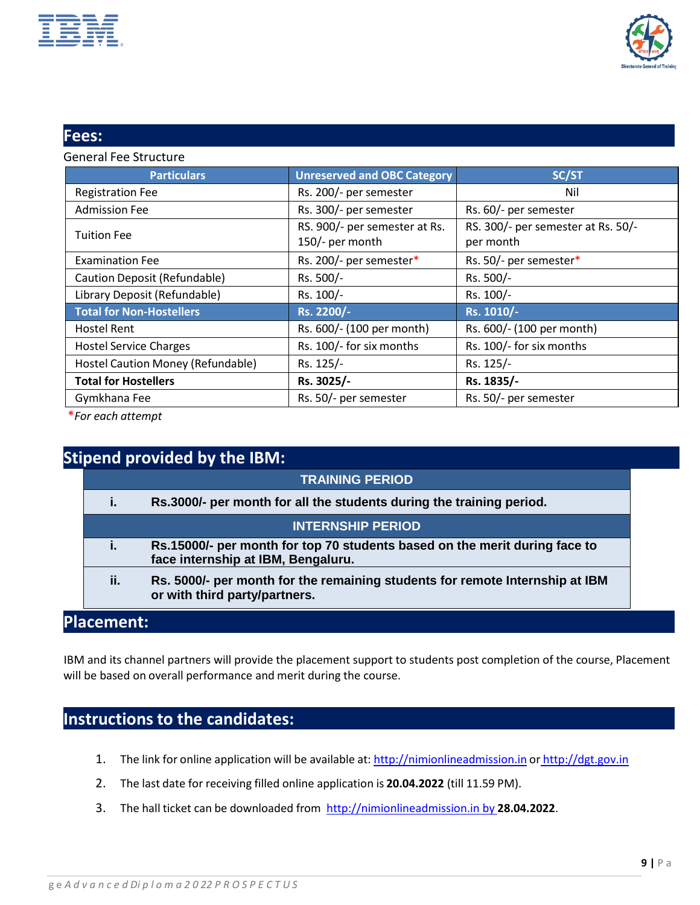## Fees:

General Fee Structure

| Particulars | Unreserved and OBC Category | SC/ST |
|---|---|---|
| Registration Fee | Rs. 200/- per semester | Nil |
| Admission Fee | Rs. 300/- per semester | Rs. 60/- per semester |
| Tuition Fee | RS. 900/- per semester at Rs. 150/- per month | RS. 300/- per semester at Rs. 50/- per month |
| Examination Fee | Rs. 200/- per semester* | Rs. 50/- per semester* |
| Caution Deposit (Refundable) | Rs. 500/- | Rs. 500/- |
| Library Deposit (Refundable) | Rs. 100/- | Rs. 100/- |
| **Total for Non-Hostellers** | **Rs. 2200/-** | **Rs. 1010/-** |
| Hostel Rent | Rs. 600/- (100 per month) | Rs. 600/- (100 per month) |
| Hostel Service Charges | Rs. 100/- for six months | Rs. 100/- for six months |
| Hostel Caution Money (Refundable) | Rs. 125/- | Rs. 125/- |
| **Total for Hostellers** | **Rs. 3025/-** | **Rs. 1835/-** |
| Gymkhana Fee | Rs. 50/- per semester | Rs. 50/- per semester |

*\*For each attempt*

## Stipend provided by the IBM:

| TRAINING PERIOD | |
|---|---|
| i. | **Rs.3000/- per month for all the students during the training period.** |
| **INTERNSHIP PERIOD** | |
| i. | **Rs.15000/- per month for top 70 students based on the merit during face to face internship at IBM, Bengaluru.** |
| ii. | **Rs. 5000/- per month for the remaining students for remote Internship at IBM or with third party/partners.** |

## Placement:

IBM and its channel partners will provide the placement support to students post completion of the course, Placement will be based on overall performance and merit during the course.

## Instructions to the candidates:

1. The link for online application will be available at: http://nimionlineadmission.in or http://dgt.gov.in
2. The last date for receiving filled online application is **20.04.2022** (till 11.59 PM).
3. The hall ticket can be downloaded from http://nimionlineadmission.in by **28.04.2022**.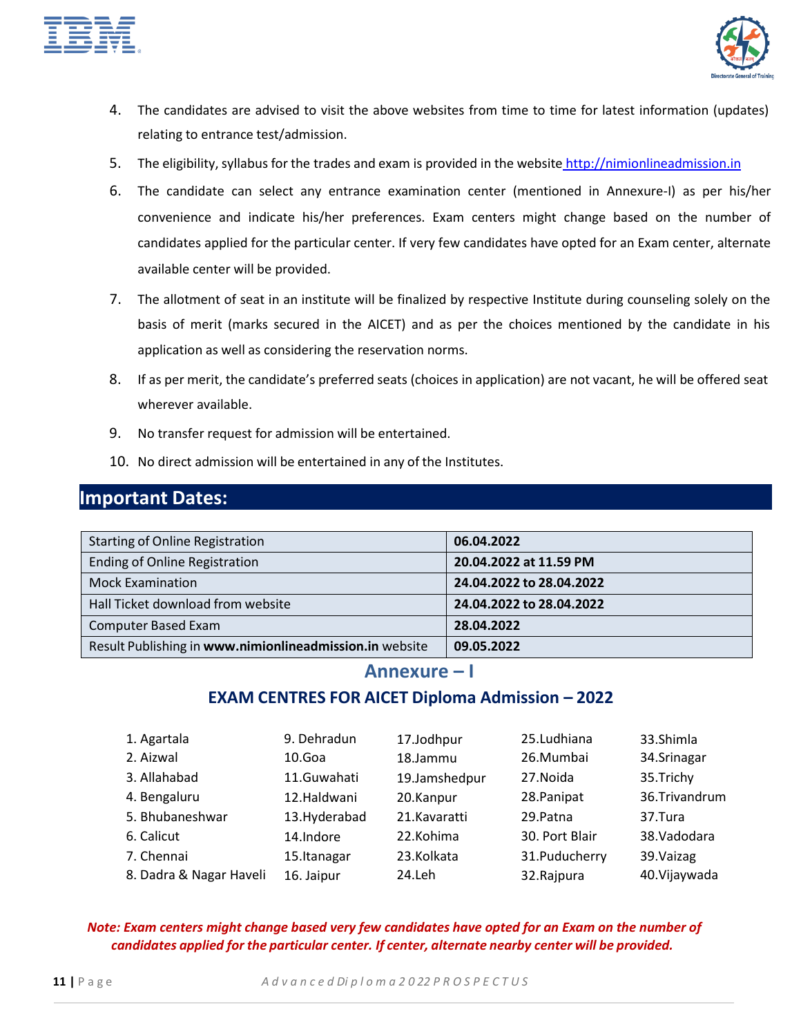4. The candidates are advised to visit the above websites from time to time for latest information (updates) relating to entrance test/admission.
5. The eligibility, syllabus for the trades and exam is provided in the website [http://nimionlineadmission.in](http://nimionlineadmission.in)
6. The candidate can select any entrance examination center (mentioned in Annexure-I) as per his/her convenience and indicate his/her preferences. Exam centers might change based on the number of candidates applied for the particular center. If very few candidates have opted for an Exam center, alternate available center will be provided.
7. The allotment of seat in an institute will be finalized by respective Institute during counseling solely on the basis of merit (marks secured in the AICET) and as per the choices mentioned by the candidate in his application as well as considering the reservation norms.
8. If as per merit, the candidate's preferred seats (choices in application) are not vacant, he will be offered seat wherever available.
9. No transfer request for admission will be entertained.
10. No direct admission will be entertained in any of the Institutes.

## Important Dates:

| Event | Date |
|---|---|
| Starting of Online Registration | **06.04.2022** |
| Ending of Online Registration | **20.04.2022 at 11.59 PM** |
| Mock Examination | **24.04.2022 to 28.04.2022** |
| Hall Ticket download from website | **24.04.2022 to 28.04.2022** |
| Computer Based Exam | **28.04.2022** |
| Result Publishing in **www.nimionlineadmission.in** website | **09.05.2022** |

## Annexure – I

### EXAM CENTRES FOR AICET Diploma Admission – 2022

1. Agartala
2. Aizwal
3. Allahabad
4. Bengaluru
5. Bhubaneshwar
6. Calicut
7. Chennai
8. Dadra & Nagar Haveli
9. Dehradun
10. Goa
11. Guwahati
12. Haldwani
13. Hyderabad
14. Indore
15. Itanagar
16. Jaipur
17. Jodhpur
18. Jammu
19. Jamshedpur
20. Kanpur
21. Kavaratti
22. Kohima
23. Kolkata
24. Leh
25. Ludhiana
26. Mumbai
27. Noida
28. Panipat
29. Patna
30. Port Blair
31. Puducherry
32. Rajpura
33. Shimla
34. Srinagar
35. Trichy
36. Trivandrum
37. Tura
38. Vadodara
39. Vaizag
40. Vijaywada

***Note: Exam centers might change based very few candidates have opted for an Exam on the number of candidates applied for the particular center. If center, alternate nearby center will be provided.***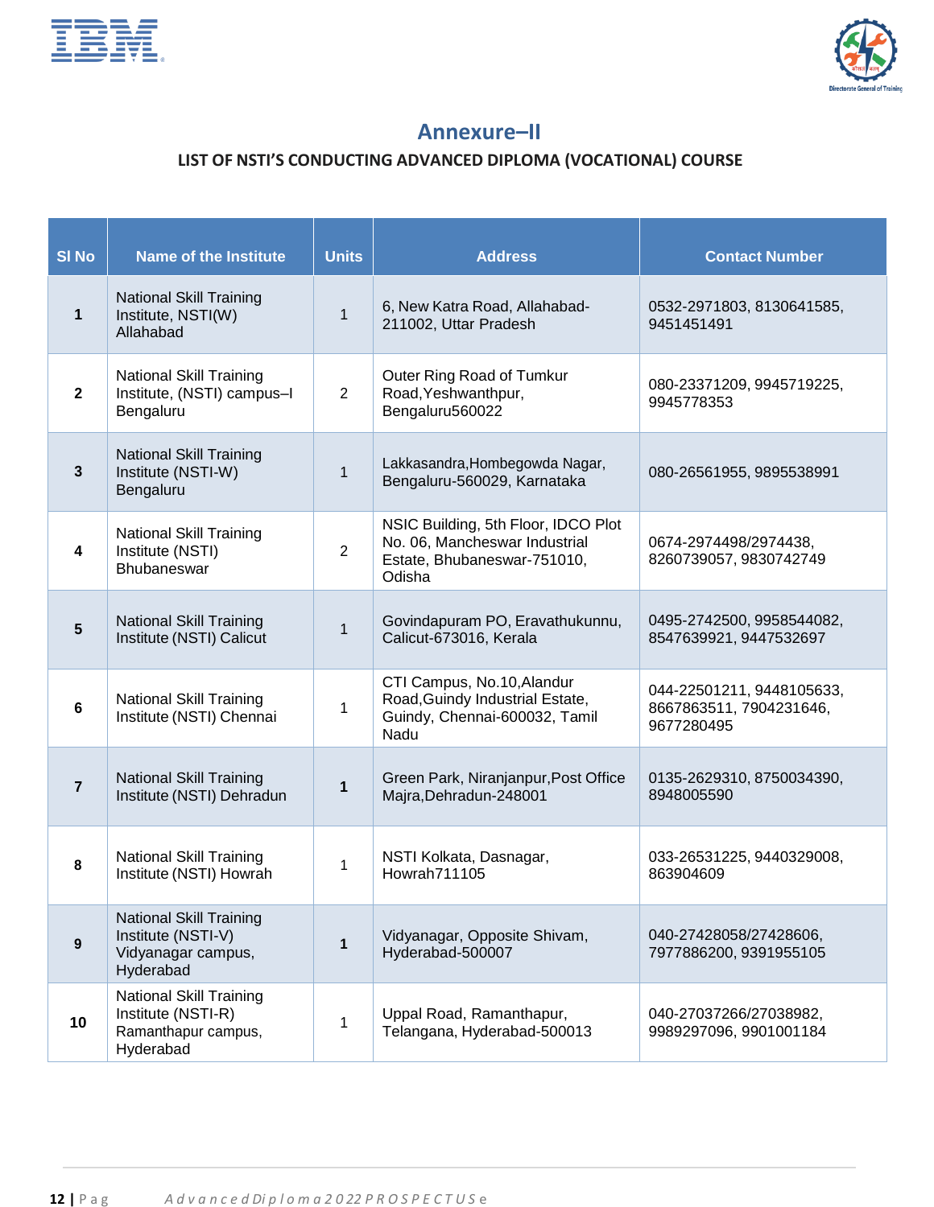## Annexure–II

### LIST OF NSTI'S CONDUCTING ADVANCED DIPLOMA (VOCATIONAL) COURSE

| Sl No | Name of the Institute | Units | Address | Contact Number |
|---|---|---|---|---|
| **1** | National Skill Training Institute, NSTI(W) Allahabad | 1 | 6, New Katra Road, Allahabad-211002, Uttar Pradesh | 0532-2971803, 8130641585, 9451451491 |
| **2** | National Skill Training Institute, (NSTI) campus–I Bengaluru | 2 | Outer Ring Road of Tumkur Road,Yeshwanthpur, Bengaluru560022 | 080-23371209, 9945719225, 9945778353 |
| **3** | National Skill Training Institute (NSTI-W) Bengaluru | 1 | Lakkasandra,Hombegowda Nagar, Bengaluru-560029, Karnataka | 080-26561955, 9895538991 |
| **4** | National Skill Training Institute (NSTI) Bhubaneswar | 2 | NSIC Building, 5th Floor, IDCO Plot No. 06, Mancheswar Industrial Estate, Bhubaneswar-751010, Odisha | 0674-2974498/2974438, 8260739057, 9830742749 |
| **5** | National Skill Training Institute (NSTI) Calicut | 1 | Govindapuram PO, Eravathukunnu, Calicut-673016, Kerala | 0495-2742500, 9958544082, 8547639921, 9447532697 |
| **6** | National Skill Training Institute (NSTI) Chennai | 1 | CTI Campus, No.10,Alandur Road,Guindy Industrial Estate, Guindy, Chennai-600032, Tamil Nadu | 044-22501211, 9448105633, 8667863511, 7904231646, 9677280495 |
| **7** | National Skill Training Institute (NSTI) Dehradun | **1** | Green Park, Niranjanpur,Post Office Majra,Dehradun-248001 | 0135-2629310, 8750034390, 8948005590 |
| **8** | National Skill Training Institute (NSTI) Howrah | 1 | NSTI Kolkata, Dasnagar, Howrah711105 | 033-26531225, 9440329008, 863904609 |
| **9** | National Skill Training Institute (NSTI-V) Vidyanagar campus, Hyderabad | **1** | Vidyanagar, Opposite Shivam, Hyderabad-500007 | 040-27428058/27428606, 7977886200, 9391955105 |
| **10** | National Skill Training Institute (NSTI-R) Ramanthapur campus, Hyderabad | 1 | Uppal Road, Ramanthapur, Telangana, Hyderabad-500013 | 040-27037266/27038982, 9989297096, 9901001184 |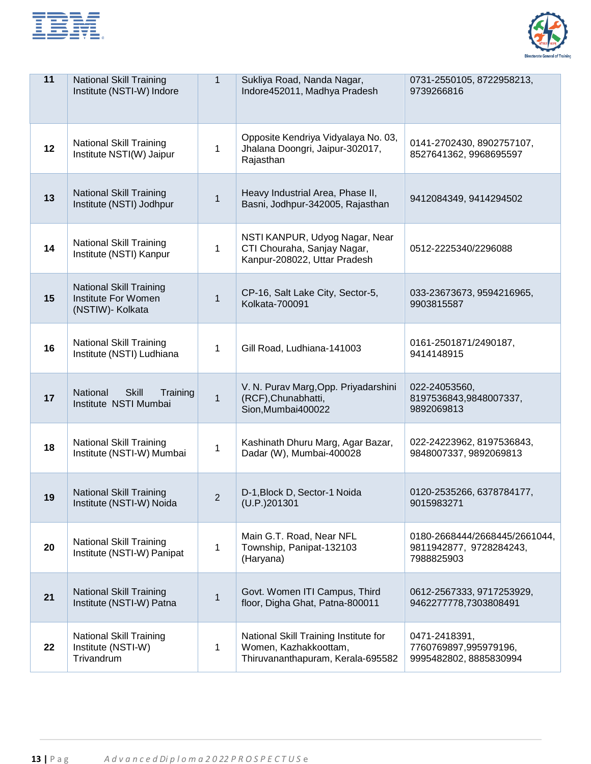| 11 | National Skill Training Institute (NSTI-W) Indore | 1 | Sukliya Road, Nanda Nagar, Indore452011, Madhya Pradesh | 0731-2550105, 8722958213, 9739266816 |
|---|---|---|---|---|
| 12 | National Skill Training Institute NSTI(W) Jaipur | 1 | Opposite Kendriya Vidyalaya No. 03, Jhalana Doongri, Jaipur-302017, Rajasthan | 0141-2702430, 8902757107, 8527641362, 9968695597 |
| 13 | National Skill Training Institute (NSTI) Jodhpur | 1 | Heavy Industrial Area, Phase II, Basni, Jodhpur-342005, Rajasthan | 9412084349, 9414294502 |
| 14 | National Skill Training Institute (NSTI) Kanpur | 1 | NSTI KANPUR, Udyog Nagar, Near CTI Chouraha, Sanjay Nagar, Kanpur-208022, Uttar Pradesh | 0512-2225340/2296088 |
| 15 | National Skill Training Institute For Women (NSTIW)- Kolkata | 1 | CP-16, Salt Lake City, Sector-5, Kolkata-700091 | 033-23673673, 9594216965, 9903815587 |
| 16 | National Skill Training Institute (NSTI) Ludhiana | 1 | Gill Road, Ludhiana-141003 | 0161-2501871/2490187, 9414148915 |
| 17 | National Skill Training Institute NSTI Mumbai | 1 | V. N. Purav Marg,Opp. Priyadarshini (RCF),Chunabhatti, Sion,Mumbai400022 | 022-24053560, 8197536843,9848007337, 9892069813 |
| 18 | National Skill Training Institute (NSTI-W) Mumbai | 1 | Kashinath Dhuru Marg, Agar Bazar, Dadar (W), Mumbai-400028 | 022-24223962, 8197536843, 9848007337, 9892069813 |
| 19 | National Skill Training Institute (NSTI-W) Noida | 2 | D-1,Block D, Sector-1 Noida (U.P.)201301 | 0120-2535266, 6378784177, 9015983271 |
| 20 | National Skill Training Institute (NSTI-W) Panipat | 1 | Main G.T. Road, Near NFL Township, Panipat-132103 (Haryana) | 0180-2668444/2668445/2661044, 9811942877, 9728284243, 7988825903 |
| 21 | National Skill Training Institute (NSTI-W) Patna | 1 | Govt. Women ITI Campus, Third floor, Digha Ghat, Patna-800011 | 0612-2567333, 9717253929, 9462277778,7303808491 |
| 22 | National Skill Training Institute (NSTI-W) Trivandrum | 1 | National Skill Training Institute for Women, Kazhakkoottam, Thiruvananthapuram, Kerala-695582 | 0471-2418391, 7760769897,995979196, 9995482802, 8885830994 |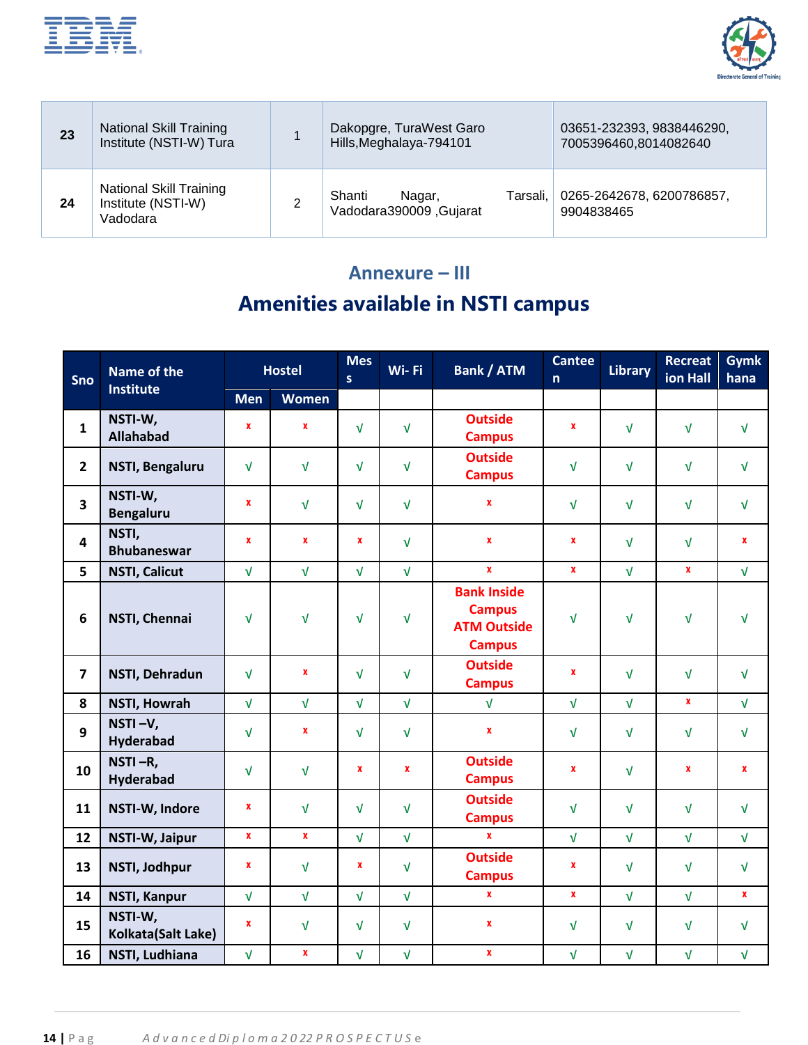| 23 | National Skill Training Institute (NSTI-W) Tura | 1 | Dakopgre, TuraWest Garo Hills,Meghalaya-794101 | 03651-232393, 9838446290, 7005396460,8014082640 |
|---|---|---|---|---|
| 24 | National Skill Training Institute (NSTI-W) Vadodara | 2 | Shanti Nagar, Tarsali, Vadodara390009 ,Gujarat | 0265-2642678, 6200786857, 9904838465 |

## Annexure – III

# Amenities available in NSTI campus

| Sno | Name of the Institute | Hostel | | Mess | Wi- Fi | Bank / ATM | Canteen | Library | Recreation Hall | Gymkhana |
|---|---|---|---|---|---|---|---|---|---|---|
| | | Men | Women | | | | | | | |
| 1 | NSTI-W, Allahabad | x | x | √ | √ | Outside Campus | x | √ | √ | √ |
| 2 | NSTI, Bengaluru | √ | √ | √ | √ | Outside Campus | √ | √ | √ | √ |
| 3 | NSTI-W, Bengaluru | x | √ | √ | √ | x | √ | √ | √ | √ |
| 4 | NSTI, Bhubaneswar | x | x | x | √ | x | x | √ | √ | x |
| 5 | NSTI, Calicut | √ | √ | √ | √ | x | x | √ | x | √ |
| 6 | NSTI, Chennai | √ | √ | √ | √ | Bank Inside Campus ATM Outside Campus | √ | √ | √ | √ |
| 7 | NSTI, Dehradun | √ | x | √ | √ | Outside Campus | x | √ | √ | √ |
| 8 | NSTI, Howrah | √ | √ | √ | √ | √ | √ | √ | x | √ |
| 9 | NSTI –V, Hyderabad | √ | x | √ | √ | x | √ | √ | √ | √ |
| 10 | NSTI –R, Hyderabad | √ | √ | x | x | Outside Campus | x | √ | x | x |
| 11 | NSTI-W, Indore | x | √ | √ | √ | Outside Campus | √ | √ | √ | √ |
| 12 | NSTI-W, Jaipur | x | x | √ | √ | x | √ | √ | √ | √ |
| 13 | NSTI, Jodhpur | x | √ | x | √ | Outside Campus | x | √ | √ | √ |
| 14 | NSTI, Kanpur | √ | √ | √ | √ | x | x | √ | √ | x |
| 15 | NSTI-W, Kolkata(Salt Lake) | x | √ | √ | √ | x | √ | √ | √ | √ |
| 16 | NSTI, Ludhiana | √ | x | √ | √ | x | √ | √ | √ | √ |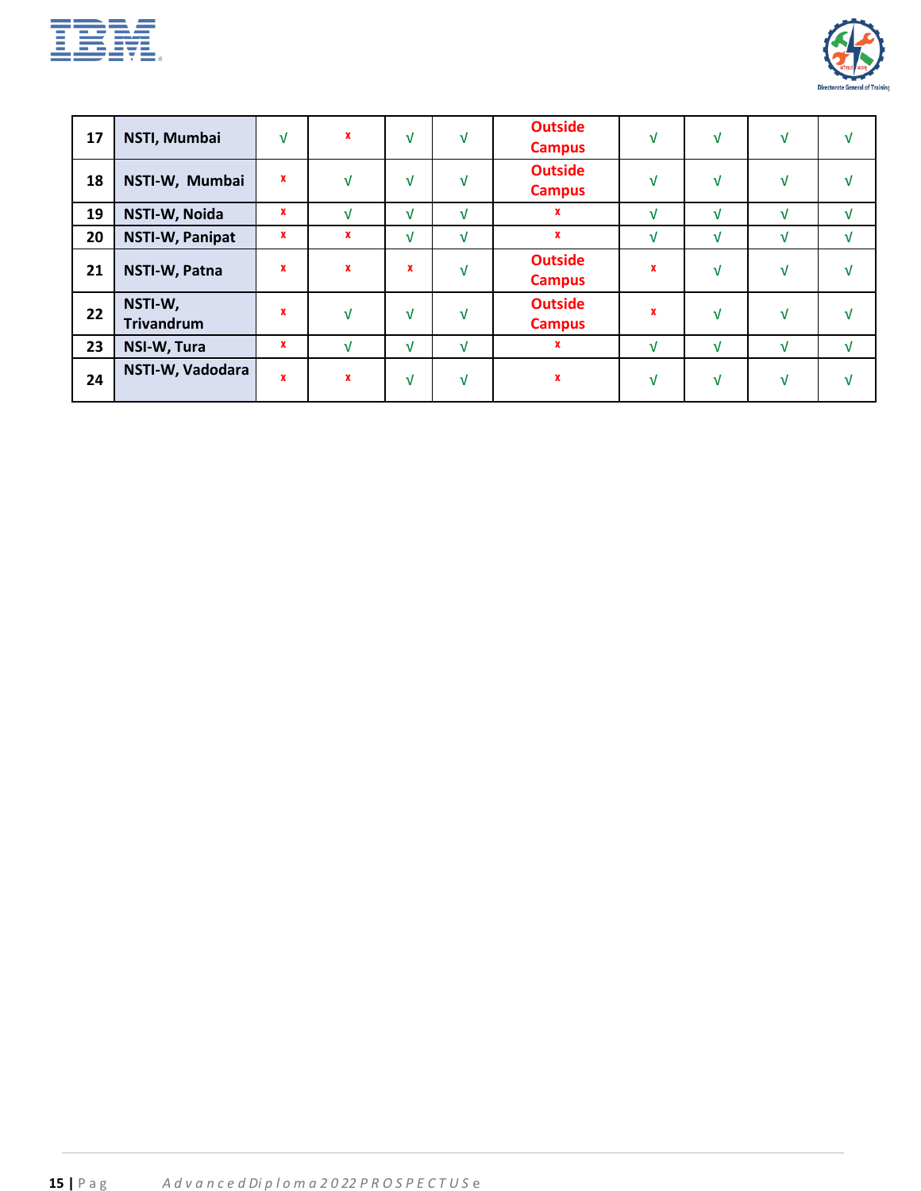| | | | | | | | | | | |
|---|---|---|---|---|---|---|---|---|---|---|
| 17 | NSTI, Mumbai | √ | x | √ | √ | Outside Campus | √ | √ | √ | √ |
| 18 | NSTI-W, Mumbai | x | √ | √ | √ | Outside Campus | √ | √ | √ | √ |
| 19 | NSTI-W, Noida | x | √ | √ | √ | x | √ | √ | √ | √ |
| 20 | NSTI-W, Panipat | x | x | √ | √ | x | √ | √ | √ | √ |
| 21 | NSTI-W, Patna | x | x | x | √ | Outside Campus | x | √ | √ | √ |
| 22 | NSTI-W, Trivandrum | x | √ | √ | √ | Outside Campus | x | √ | √ | √ |
| 23 | NSI-W, Tura | x | √ | √ | √ | x | √ | √ | √ | √ |
| 24 | NSTI-W, Vadodara | x | x | √ | √ | x | √ | √ | √ | √ |